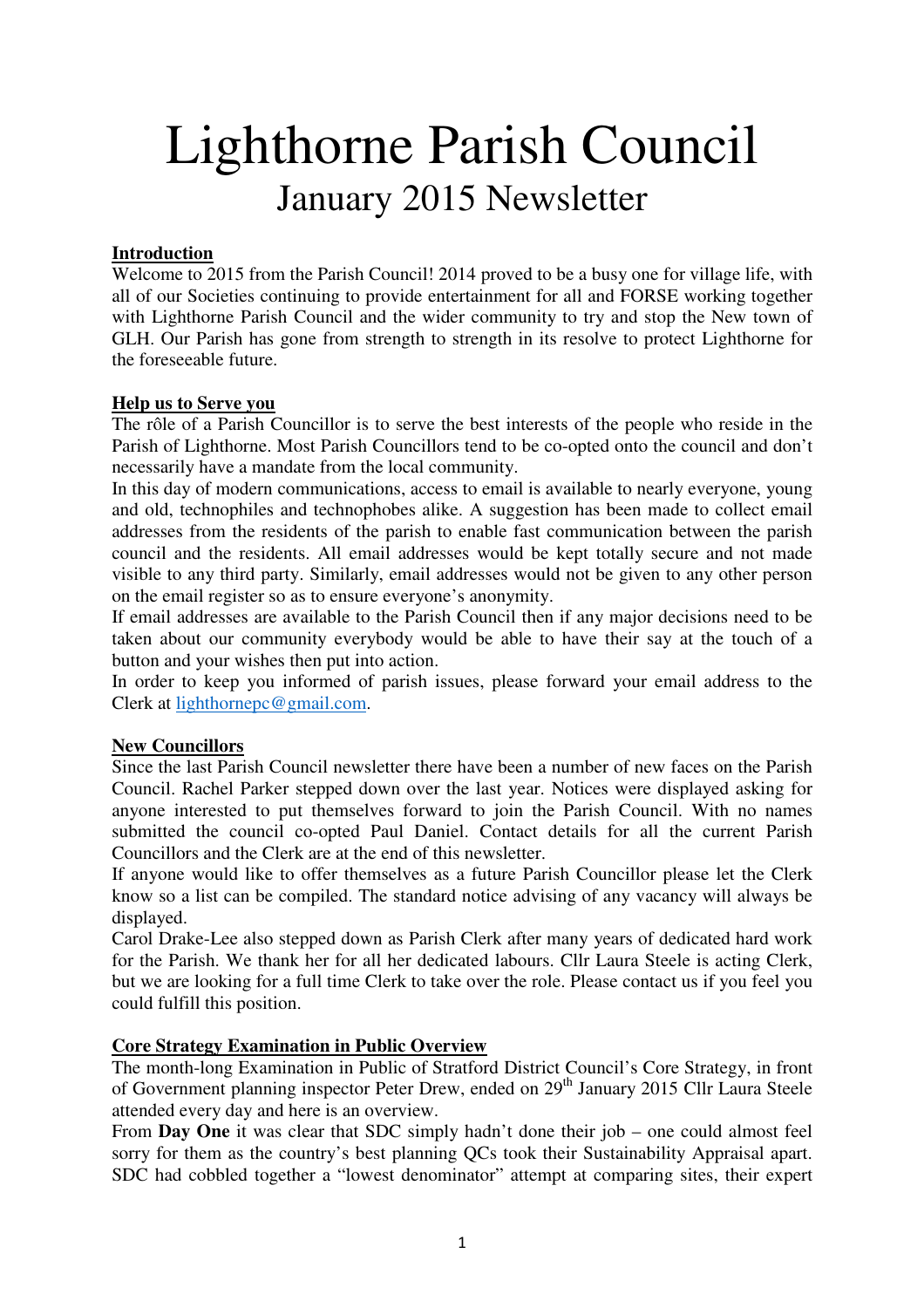# Lighthorne Parish Council

## January 2015 Newsletter

**Introduction**

Welcome to 2015 from the Parish Council! 2014 proved to be a busy one for village life, with all of our Societies continuing to provide entertainment for all and FORSE working together with Lighthorne Parish Council and the wider community to try and stop the New town of GLH. Our Parish has gone from strength to strength in its resolve to protect Lighthorne for the foreseeable future.

**Help us to Serve you**

The rôle of a Parish Councillor is to serve the best interests of the people who reside in the Parish of Lighthorne. Most Parish Councillors tend to be co-opted onto the council and don't necessarily have a mandate from the local community.

In this day of modern communications, access to email is available to nearly everyone, young and old, technophiles and technophobes alike. A suggestion has been made to collect email addresses from the residents of the parish to enable fast communication between the parish council and the residents. All email addresses would be kept totally secure and not made visible to any third party. Similarly, email addresses would not be given to any other person on the email register so as to ensure everyone's anonymity.

If email addresses are available to the Parish Council then if any major decisions need to be taken about our community everybody would be able to have their say at the touch of a button and your wishes then put into action.

In order to keep you informed of parish issues, please forward your email address to the Clerk at lighthornepc@gmail.com.

**New Councillors**

Since the last Parish Council newsletter there have been a number of new faces on the Parish Council. Rachel Parker stepped down over the last year. Notices were displayed asking for anyone interested to put themselves forward to join the Parish Council. With no names submitted the council co-opted Paul Daniel. Contact details for all the current Parish Councillors and the Clerk are at the end of this newsletter.

If anyone would like to offer themselves as a future Parish Councillor please let the Clerk know so a list can be compiled. The standard notice advising of any vacancy will always be displayed.

Carol Drake-Lee also stepped down as Parish Clerk after many years of dedicated hard work for the Parish. We thank her for all her dedicated labours. Cllr Laura Steele is acting Clerk, but we are looking for a full time Clerk to take over the role. Please contact us if you feel you could fulfill this position.

**Core Strategy Examination in Public Overview**

The month-long Examination in Public of Stratford District Council's Core Strategy, in front of Government planning inspector Peter Drew, ended on 29th January 2015 Cllr Laura Steele attended every day and here is an overview.

From **Day One** it was clear that SDC simply hadn't done their job – one could almost feel sorry for them as the country's best planning QCs took their Sustainability Appraisal apart. SDC had cobbled together a "lowest denominator" attempt at comparing sites, their expert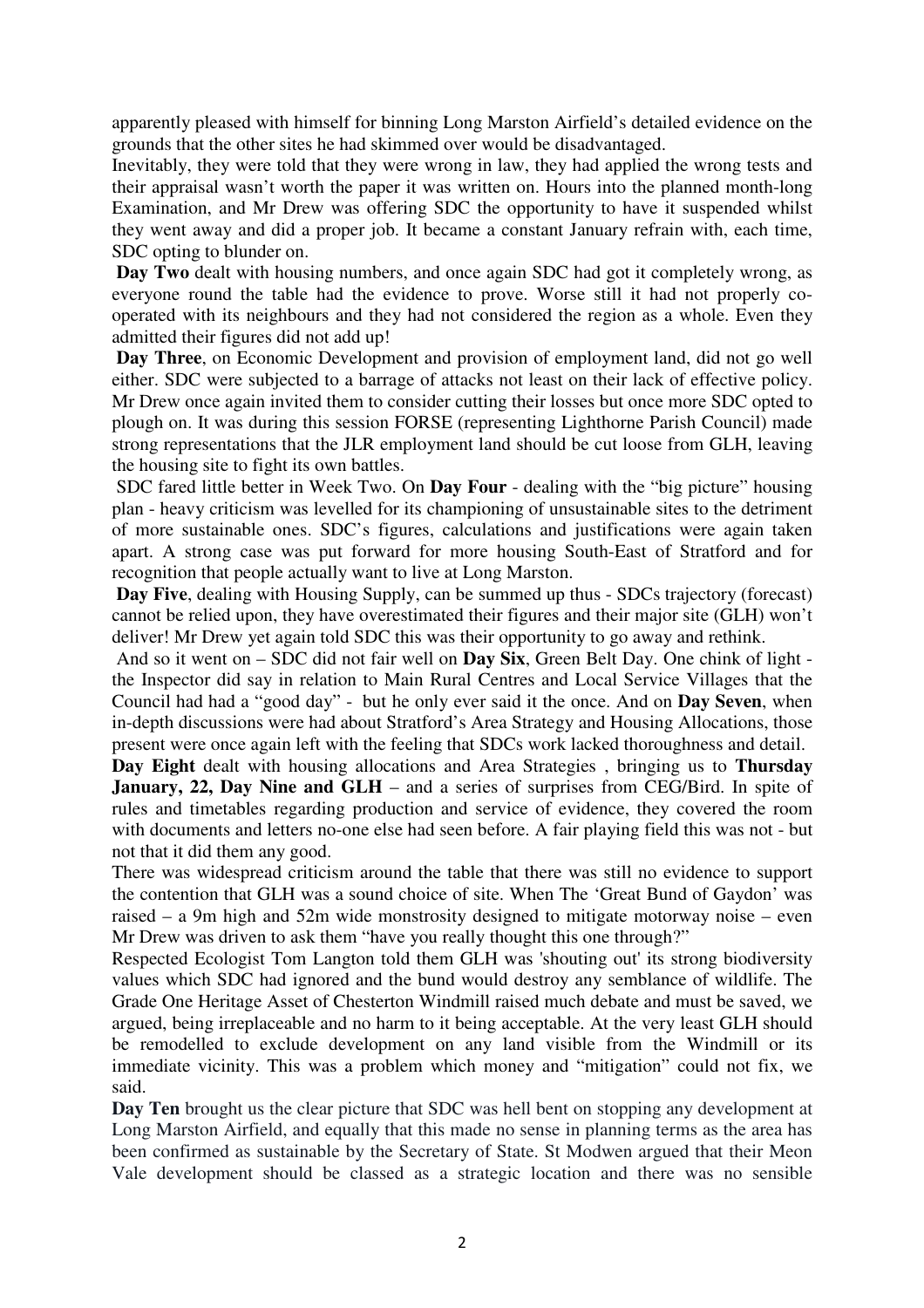apparently pleased with himself for binning Long Marston Airfield's detailed evidence on the grounds that the other sites he had skimmed over would be disadvantaged.

Inevitably, they were told that they were wrong in law, they had applied the wrong tests and their appraisal wasn't worth the paper it was written on. Hours into the planned month-long Examination, and Mr Drew was offering SDC the opportunity to have it suspended whilst they went away and did a proper job. It became a constant January refrain with, each time, SDC opting to blunder on.

**Day Two** dealt with housing numbers, and once again SDC had got it completely wrong, as everyone round the table had the evidence to prove. Worse still it had not properly co-operated with its neighbours and they had not considered the region as a whole. Even they admitted their figures did not add up!

**Day Three**, on Economic Development and provision of employment land, did not go well either. SDC were subjected to a barrage of attacks not least on their lack of effective policy. Mr Drew once again invited them to consider cutting their losses but once more SDC opted to plough on. It was during this session FORSE (representing Lighthorne Parish Council) made strong representations that the JLR employment land should be cut loose from GLH, leaving the housing site to fight its own battles.

SDC fared little better in Week Two. On **Day Four** - dealing with the "big picture" housing plan - heavy criticism was levelled for its championing of unsustainable sites to the detriment of more sustainable ones. SDC's figures, calculations and justifications were again taken apart. A strong case was put forward for more housing South-East of Stratford and for recognition that people actually want to live at Long Marston.

**Day Five**, dealing with Housing Supply, can be summed up thus - SDCs trajectory (forecast) cannot be relied upon, they have overestimated their figures and their major site (GLH) won't deliver! Mr Drew yet again told SDC this was their opportunity to go away and rethink.

And so it went on – SDC did not fair well on **Day Six**, Green Belt Day. One chink of light - the Inspector did say in relation to Main Rural Centres and Local Service Villages that the Council had had a "good day" - but he only ever said it the once. And on **Day Seven**, when in-depth discussions were had about Stratford's Area Strategy and Housing Allocations, those present were once again left with the feeling that SDCs work lacked thoroughness and detail.

**Day Eight** dealt with housing allocations and Area Strategies , bringing us to **Thursday January, 22, Day Nine and GLH** – and a series of surprises from CEG/Bird. In spite of rules and timetables regarding production and service of evidence, they covered the room with documents and letters no-one else had seen before. A fair playing field this was not - but not that it did them any good.

There was widespread criticism around the table that there was still no evidence to support the contention that GLH was a sound choice of site. When The 'Great Bund of Gaydon' was raised – a 9m high and 52m wide monstrosity designed to mitigate motorway noise – even Mr Drew was driven to ask them "have you really thought this one through?"

Respected Ecologist Tom Langton told them GLH was 'shouting out' its strong biodiversity values which SDC had ignored and the bund would destroy any semblance of wildlife. The Grade One Heritage Asset of Chesterton Windmill raised much debate and must be saved, we argued, being irreplaceable and no harm to it being acceptable. At the very least GLH should be remodelled to exclude development on any land visible from the Windmill or its immediate vicinity. This was a problem which money and "mitigation" could not fix, we said.

**Day Ten** brought us the clear picture that SDC was hell bent on stopping any development at Long Marston Airfield, and equally that this made no sense in planning terms as the area has been confirmed as sustainable by the Secretary of State. St Modwen argued that their Meon Vale development should be classed as a strategic location and there was no sensible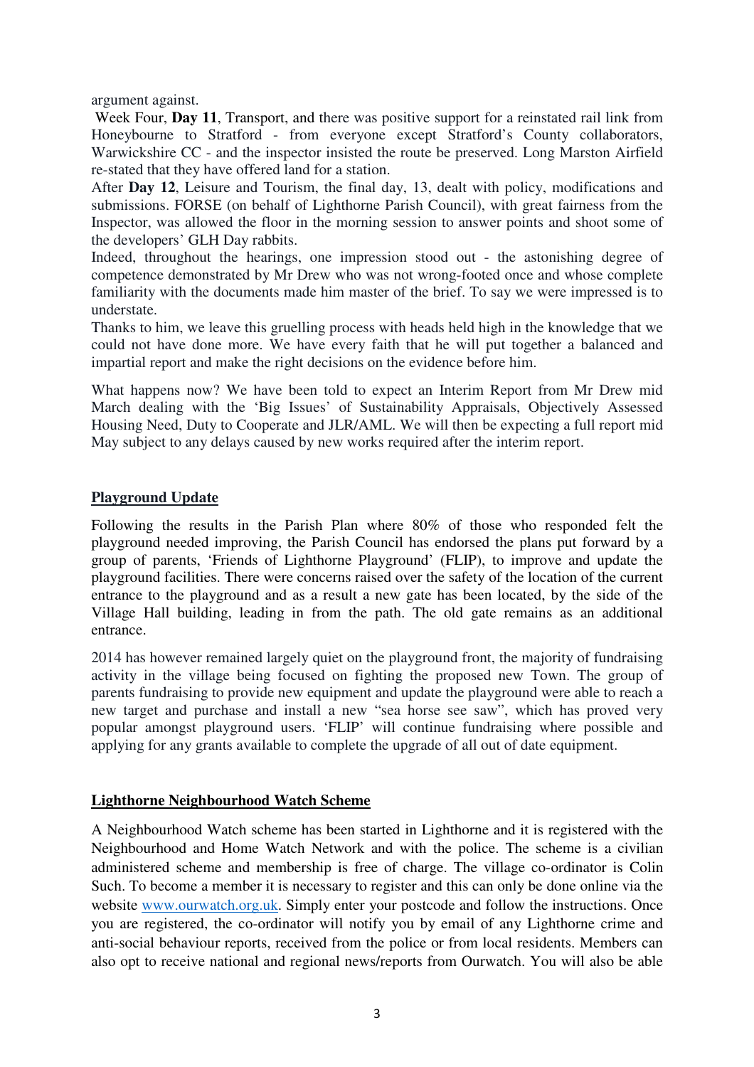argument against.

Week Four, **Day 11**, Transport, and there was positive support for a reinstated rail link from Honeybourne to Stratford - from everyone except Stratford's County collaborators, Warwickshire CC - and the inspector insisted the route be preserved. Long Marston Airfield re-stated that they have offered land for a station.

After **Day 12**, Leisure and Tourism, the final day, 13, dealt with policy, modifications and submissions. FORSE (on behalf of Lighthorne Parish Council), with great fairness from the Inspector, was allowed the floor in the morning session to answer points and shoot some of the developers' GLH Day rabbits.

Indeed, throughout the hearings, one impression stood out - the astonishing degree of competence demonstrated by Mr Drew who was not wrong-footed once and whose complete familiarity with the documents made him master of the brief. To say we were impressed is to understate.

Thanks to him, we leave this gruelling process with heads held high in the knowledge that we could not have done more. We have every faith that he will put together a balanced and impartial report and make the right decisions on the evidence before him.

What happens now? We have been told to expect an Interim Report from Mr Drew mid March dealing with the 'Big Issues' of Sustainability Appraisals, Objectively Assessed Housing Need, Duty to Cooperate and JLR/AML. We will then be expecting a full report mid May subject to any delays caused by new works required after the interim report.

## Playground Update

Following the results in the Parish Plan where 80% of those who responded felt the playground needed improving, the Parish Council has endorsed the plans put forward by a group of parents, 'Friends of Lighthorne Playground' (FLIP), to improve and update the playground facilities. There were concerns raised over the safety of the location of the current entrance to the playground and as a result a new gate has been located, by the side of the Village Hall building, leading in from the path. The old gate remains as an additional entrance.

2014 has however remained largely quiet on the playground front, the majority of fundraising activity in the village being focused on fighting the proposed new Town. The group of parents fundraising to provide new equipment and update the playground were able to reach a new target and purchase and install a new "sea horse see saw", which has proved very popular amongst playground users. 'FLIP' will continue fundraising where possible and applying for any grants available to complete the upgrade of all out of date equipment.

## Lighthorne Neighbourhood Watch Scheme

A Neighbourhood Watch scheme has been started in Lighthorne and it is registered with the Neighbourhood and Home Watch Network and with the police. The scheme is a civilian administered scheme and membership is free of charge. The village co-ordinator is Colin Such. To become a member it is necessary to register and this can only be done online via the website www.ourwatch.org.uk. Simply enter your postcode and follow the instructions. Once you are registered, the co-ordinator will notify you by email of any Lighthorne crime and anti-social behaviour reports, received from the police or from local residents. Members can also opt to receive national and regional news/reports from Ourwatch. You will also be able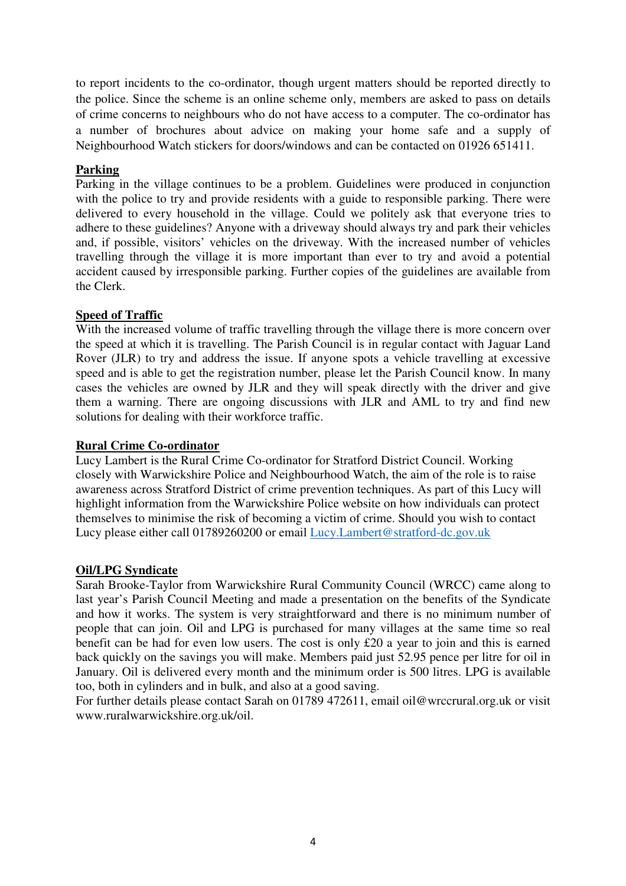to report incidents to the co-ordinator, though urgent matters should be reported directly to the police. Since the scheme is an online scheme only, members are asked to pass on details of crime concerns to neighbours who do not have access to a computer. The co-ordinator has a number of brochures about advice on making your home safe and a supply of Neighbourhood Watch stickers for doors/windows and can be contacted on 01926 651411.

## Parking

Parking in the village continues to be a problem. Guidelines were produced in conjunction with the police to try and provide residents with a guide to responsible parking. There were delivered to every household in the village. Could we politely ask that everyone tries to adhere to these guidelines? Anyone with a driveway should always try and park their vehicles and, if possible, visitors' vehicles on the driveway. With the increased number of vehicles travelling through the village it is more important than ever to try and avoid a potential accident caused by irresponsible parking. Further copies of the guidelines are available from the Clerk.

## Speed of Traffic

With the increased volume of traffic travelling through the village there is more concern over the speed at which it is travelling. The Parish Council is in regular contact with Jaguar Land Rover (JLR) to try and address the issue. If anyone spots a vehicle travelling at excessive speed and is able to get the registration number, please let the Parish Council know. In many cases the vehicles are owned by JLR and they will speak directly with the driver and give them a warning. There are ongoing discussions with JLR and AML to try and find new solutions for dealing with their workforce traffic.

## Rural Crime Co-ordinator

Lucy Lambert is the Rural Crime Co-ordinator for Stratford District Council. Working closely with Warwickshire Police and Neighbourhood Watch, the aim of the role is to raise awareness across Stratford District of crime prevention techniques. As part of this Lucy will highlight information from the Warwickshire Police website on how individuals can protect themselves to minimise the risk of becoming a victim of crime. Should you wish to contact Lucy please either call 01789260200 or email Lucy.Lambert@stratford-dc.gov.uk

## Oil/LPG Syndicate

Sarah Brooke-Taylor from Warwickshire Rural Community Council (WRCC) came along to last year's Parish Council Meeting and made a presentation on the benefits of the Syndicate and how it works. The system is very straightforward and there is no minimum number of people that can join. Oil and LPG is purchased for many villages at the same time so real benefit can be had for even low users. The cost is only £20 a year to join and this is earned back quickly on the savings you will make. Members paid just 52.95 pence per litre for oil in January. Oil is delivered every month and the minimum order is 500 litres. LPG is available too, both in cylinders and in bulk, and also at a good saving.

For further details please contact Sarah on 01789 472611, email oil@wrccrural.org.uk or visit www.ruralwarwickshire.org.uk/oil.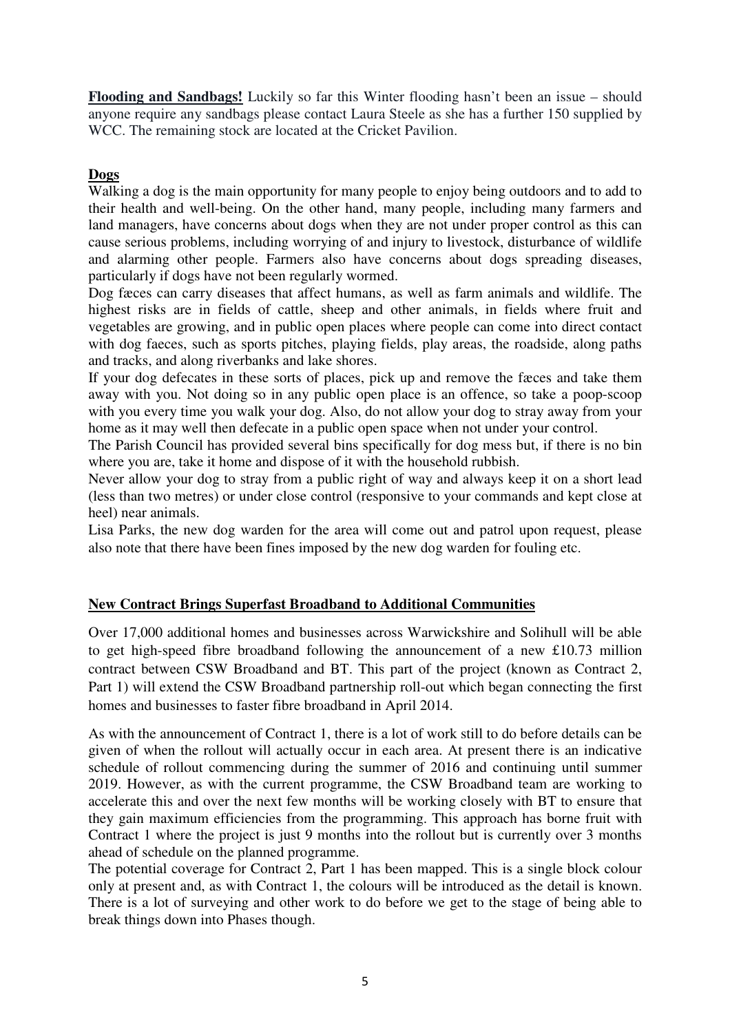**Flooding and Sandbags!** Luckily so far this Winter flooding hasn't been an issue – should anyone require any sandbags please contact Laura Steele as she has a further 150 supplied by WCC. The remaining stock are located at the Cricket Pavilion.

**Dogs**

Walking a dog is the main opportunity for many people to enjoy being outdoors and to add to their health and well-being. On the other hand, many people, including many farmers and land managers, have concerns about dogs when they are not under proper control as this can cause serious problems, including worrying of and injury to livestock, disturbance of wildlife and alarming other people. Farmers also have concerns about dogs spreading diseases, particularly if dogs have not been regularly wormed.

Dog fæces can carry diseases that affect humans, as well as farm animals and wildlife. The highest risks are in fields of cattle, sheep and other animals, in fields where fruit and vegetables are growing, and in public open places where people can come into direct contact with dog faeces, such as sports pitches, playing fields, play areas, the roadside, along paths and tracks, and along riverbanks and lake shores.

If your dog defecates in these sorts of places, pick up and remove the fæces and take them away with you. Not doing so in any public open place is an offence, so take a poop-scoop with you every time you walk your dog. Also, do not allow your dog to stray away from your home as it may well then defecate in a public open space when not under your control.

The Parish Council has provided several bins specifically for dog mess but, if there is no bin where you are, take it home and dispose of it with the household rubbish.

Never allow your dog to stray from a public right of way and always keep it on a short lead (less than two metres) or under close control (responsive to your commands and kept close at heel) near animals.

Lisa Parks, the new dog warden for the area will come out and patrol upon request, please also note that there have been fines imposed by the new dog warden for fouling etc.

**New Contract Brings Superfast Broadband to Additional Communities**

Over 17,000 additional homes and businesses across Warwickshire and Solihull will be able to get high-speed fibre broadband following the announcement of a new £10.73 million contract between CSW Broadband and BT. This part of the project (known as Contract 2, Part 1) will extend the CSW Broadband partnership roll-out which began connecting the first homes and businesses to faster fibre broadband in April 2014.

As with the announcement of Contract 1, there is a lot of work still to do before details can be given of when the rollout will actually occur in each area. At present there is an indicative schedule of rollout commencing during the summer of 2016 and continuing until summer 2019. However, as with the current programme, the CSW Broadband team are working to accelerate this and over the next few months will be working closely with BT to ensure that they gain maximum efficiencies from the programming. This approach has borne fruit with Contract 1 where the project is just 9 months into the rollout but is currently over 3 months ahead of schedule on the planned programme.

The potential coverage for Contract 2, Part 1 has been mapped. This is a single block colour only at present and, as with Contract 1, the colours will be introduced as the detail is known. There is a lot of surveying and other work to do before we get to the stage of being able to break things down into Phases though.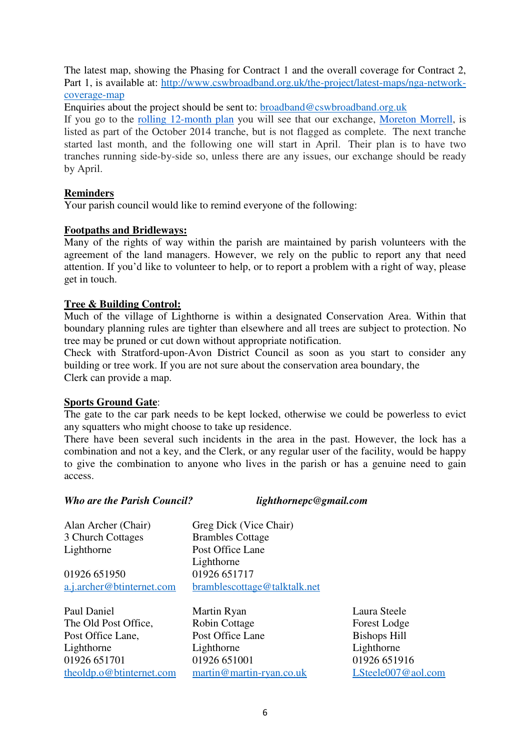The latest map, showing the Phasing for Contract 1 and the overall coverage for Contract 2, Part 1, is available at: http://www.cswbroadband.org.uk/the-project/latest-maps/nga-network-coverage-map

Enquiries about the project should be sent to: broadband@cswbroadband.org.uk

If you go to the rolling 12-month plan you will see that our exchange, Moreton Morrell, is listed as part of the October 2014 tranche, but is not flagged as complete. The next tranche started last month, and the following one will start in April. Their plan is to have two tranches running side-by-side so, unless there are any issues, our exchange should be ready by April.

## Reminders

Your parish council would like to remind everyone of the following:

### Footpaths and Bridleways:

Many of the rights of way within the parish are maintained by parish volunteers with the agreement of the land managers. However, we rely on the public to report any that need attention. If you'd like to volunteer to help, or to report a problem with a right of way, please get in touch.

### Tree & Building Control:

Much of the village of Lighthorne is within a designated Conservation Area. Within that boundary planning rules are tighter than elsewhere and all trees are subject to protection. No tree may be pruned or cut down without appropriate notification.

Check with Stratford-upon-Avon District Council as soon as you start to consider any building or tree work. If you are not sure about the conservation area boundary, the Clerk can provide a map.

### Sports Ground Gate:

The gate to the car park needs to be kept locked, otherwise we could be powerless to evict any squatters who might choose to take up residence.

There have been several such incidents in the area in the past. However, the lock has a combination and not a key, and the Clerk, or any regular user of the facility, would be happy to give the combination to anyone who lives in the parish or has a genuine need to gain access.

***Who are the Parish Council?*** ***lighthornepc@gmail.com***

Alan Archer (Chair)
3 Church Cottages
Lighthorne
01926 651950
a.j.archer@btinternet.com

Greg Dick (Vice Chair)
Brambles Cottage
Post Office Lane
Lighthorne
01926 651717
bramblescottage@talktalk.net

Paul Daniel
The Old Post Office,
Post Office Lane,
Lighthorne
01926 651701
theoldp.o@btinternet.com

Martin Ryan
Robin Cottage
Post Office Lane
Lighthorne
01926 651001
martin@martin-ryan.co.uk

Laura Steele
Forest Lodge
Bishops Hill
Lighthorne
01926 651916
LSteele007@aol.com